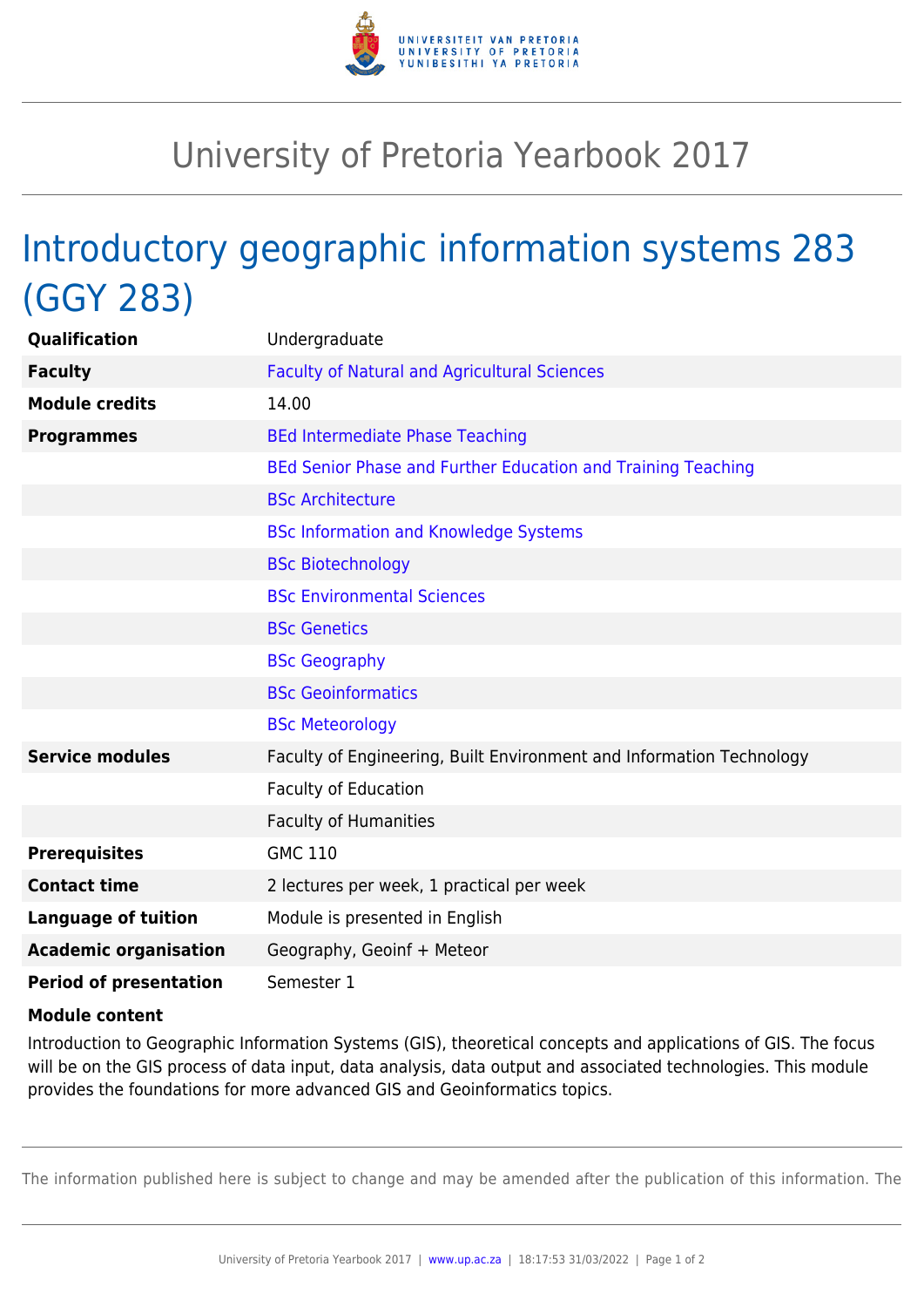# University of Pretoria Yearbook 2017

## Introductory geographic information systems 283 (GGY 283)

| | |
|---|---|
| **Qualification** | Undergraduate |
| **Faculty** | Faculty of Natural and Agricultural Sciences |
| **Module credits** | 14.00 |
| **Programmes** | BEd Intermediate Phase Teaching |
| | BEd Senior Phase and Further Education and Training Teaching |
| | BSc Architecture |
| | BSc Information and Knowledge Systems |
| | BSc Biotechnology |
| | BSc Environmental Sciences |
| | BSc Genetics |
| | BSc Geography |
| | BSc Geoinformatics |
| | BSc Meteorology |
| **Service modules** | Faculty of Engineering, Built Environment and Information Technology |
| | Faculty of Education |
| | Faculty of Humanities |
| **Prerequisites** | GMC 110 |
| **Contact time** | 2 lectures per week, 1 practical per week |
| **Language of tuition** | Module is presented in English |
| **Academic organisation** | Geography, Geoinf + Meteor |
| **Period of presentation** | Semester 1 |

**Module content**

Introduction to Geographic Information Systems (GIS), theoretical concepts and applications of GIS. The focus will be on the GIS process of data input, data analysis, data output and associated technologies. This module provides the foundations for more advanced GIS and Geoinformatics topics.

The information published here is subject to change and may be amended after the publication of this information. The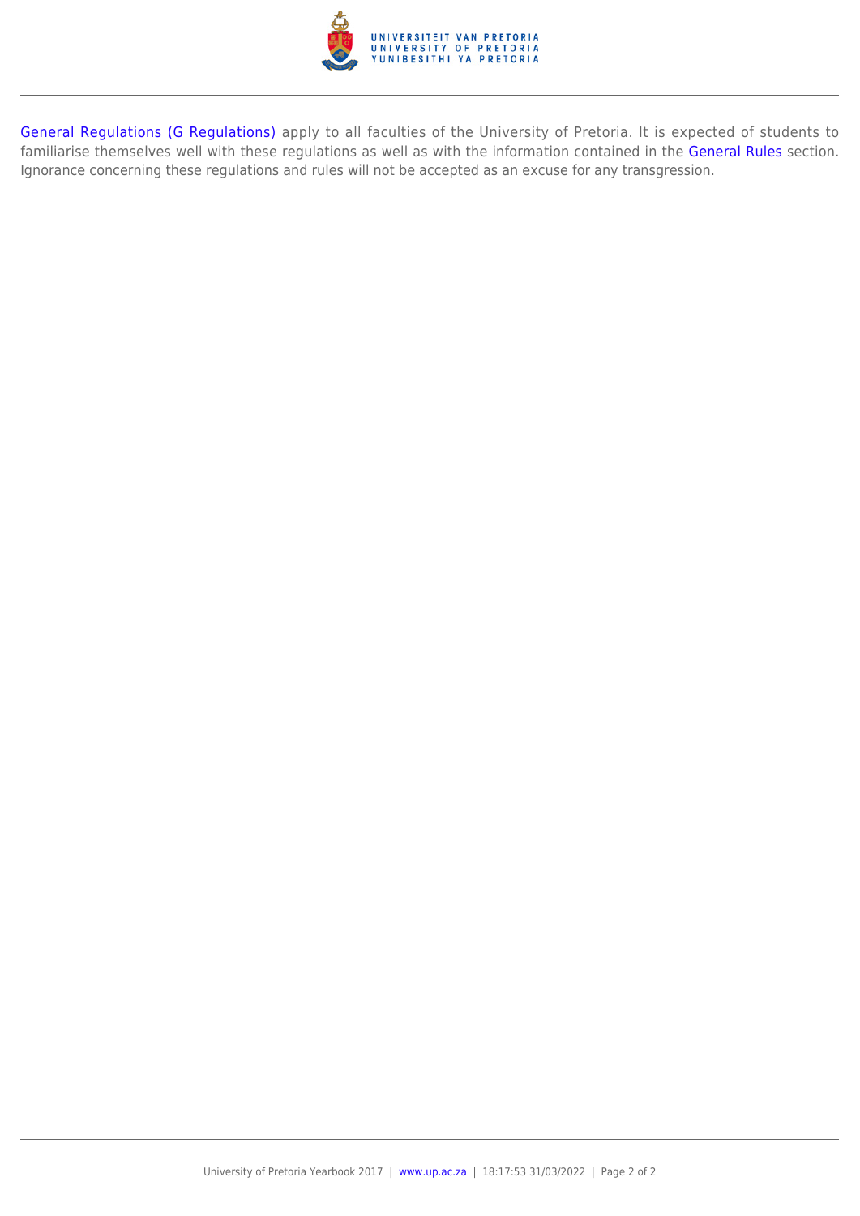General Regulations (G Regulations) apply to all faculties of the University of Pretoria. It is expected of students to familiarise themselves well with these regulations as well as with the information contained in the General Rules section. Ignorance concerning these regulations and rules will not be accepted as an excuse for any transgression.